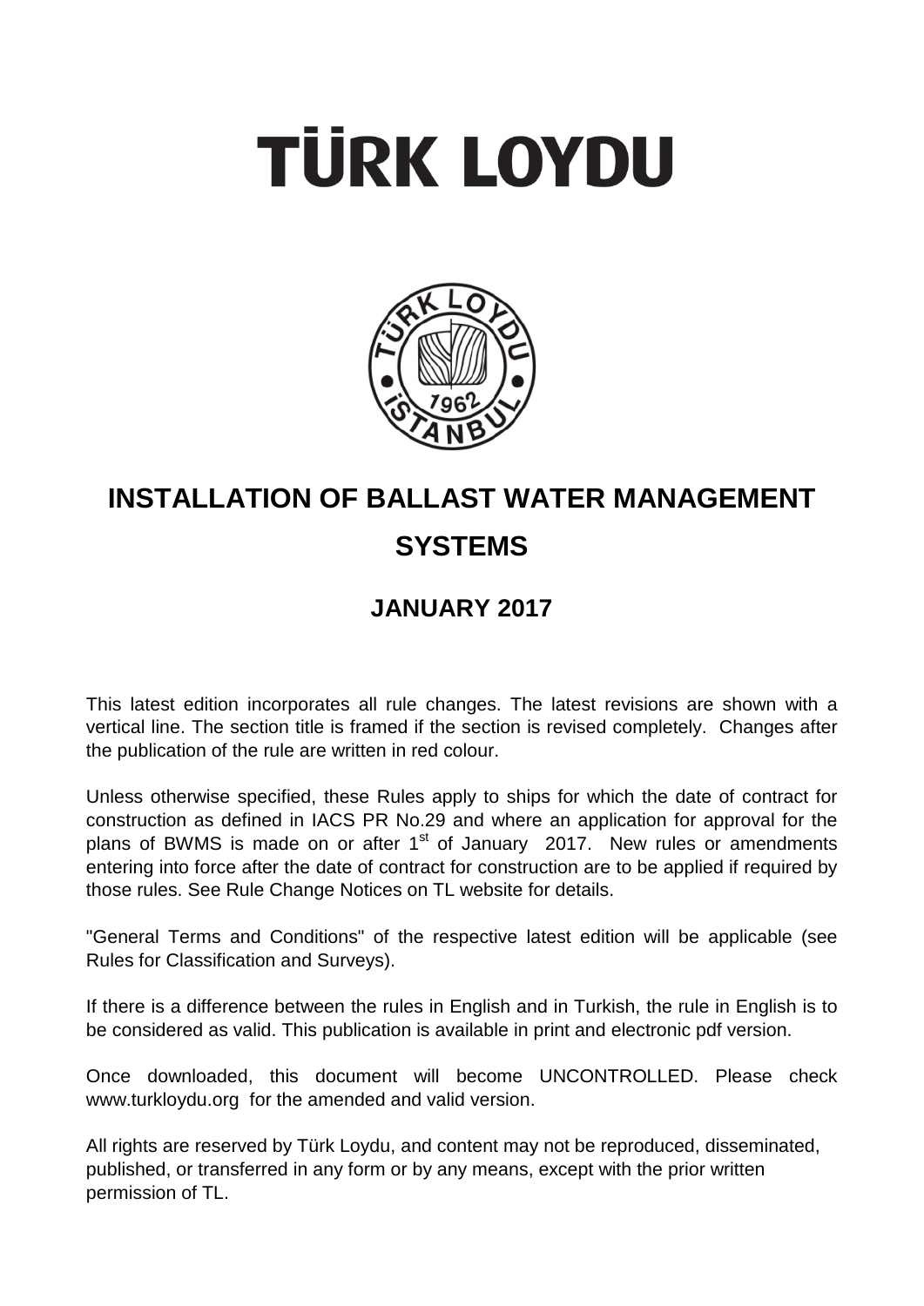# TÜRK LOYDU

# INSTALLATION OF BALLAST WATER MANAGEMENT SYSTEMS

## JANUARY 2017

This latest edition incorporates all rule changes. The latest revisions are shown with a vertical line. The section title is framed if the section is revised completely. Changes after the publication of the rule are written in red colour.

Unless otherwise specified, these Rules apply to ships for which the date of contract for construction as defined in IACS PR No.29 and where an application for approval for the plans of BWMS is made on or after 1st of January 2017. New rules or amendments entering into force after the date of contract for construction are to be applied if required by those rules. See Rule Change Notices on TL website for details.

"General Terms and Conditions" of the respective latest edition will be applicable (see Rules for Classification and Surveys).

If there is a difference between the rules in English and in Turkish, the rule in English is to be considered as valid. This publication is available in print and electronic pdf version.

Once downloaded, this document will become UNCONTROLLED. Please check www.turkloydu.org for the amended and valid version.

All rights are reserved by Türk Loydu, and content may not be reproduced, disseminated, published, or transferred in any form or by any means, except with the prior written permission of TL.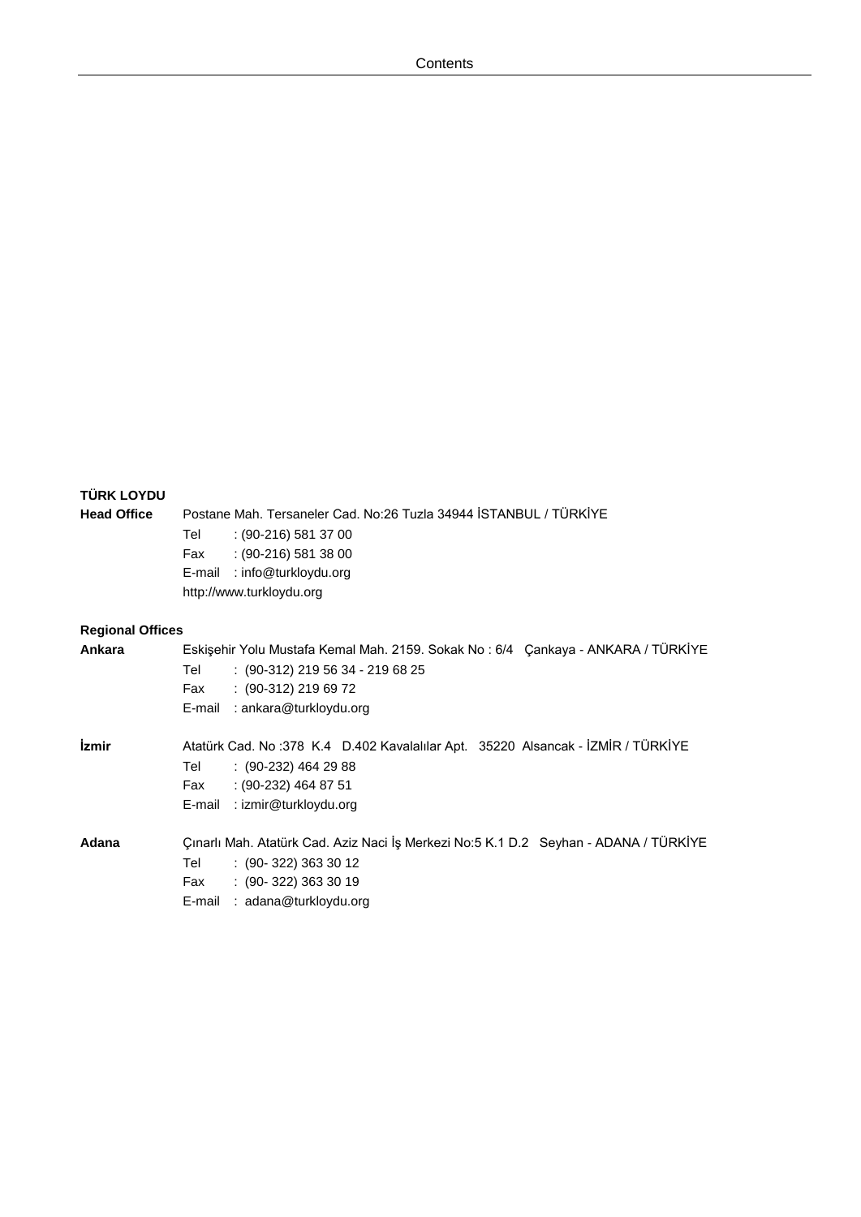**TÜRK LOYDU**

**Head Office** Postane Mah. Tersaneler Cad. No:26 Tuzla 34944 İSTANBUL / TÜRKİYE

Tel : (90-216) 581 37 00
Fax : (90-216) 581 38 00
E-mail : info@turkloydu.org
http://www.turkloydu.org

**Regional Offices**

**Ankara** Eskişehir Yolu Mustafa Kemal Mah. 2159. Sokak No : 6/4 Çankaya - ANKARA / TÜRKİYE

Tel : (90-312) 219 56 34 - 219 68 25
Fax : (90-312) 219 69 72
E-mail : ankara@turkloydu.org

**İzmir** Atatürk Cad. No :378 K.4 D.402 Kavalalılar Apt. 35220 Alsancak - İZMİR / TÜRKİYE

Tel : (90-232) 464 29 88
Fax : (90-232) 464 87 51
E-mail : izmir@turkloydu.org

**Adana** Çınarlı Mah. Atatürk Cad. Aziz Naci İş Merkezi No:5 K.1 D.2 Seyhan - ADANA / TÜRKİYE

Tel : (90- 322) 363 30 12
Fax : (90- 322) 363 30 19
E-mail : adana@turkloydu.org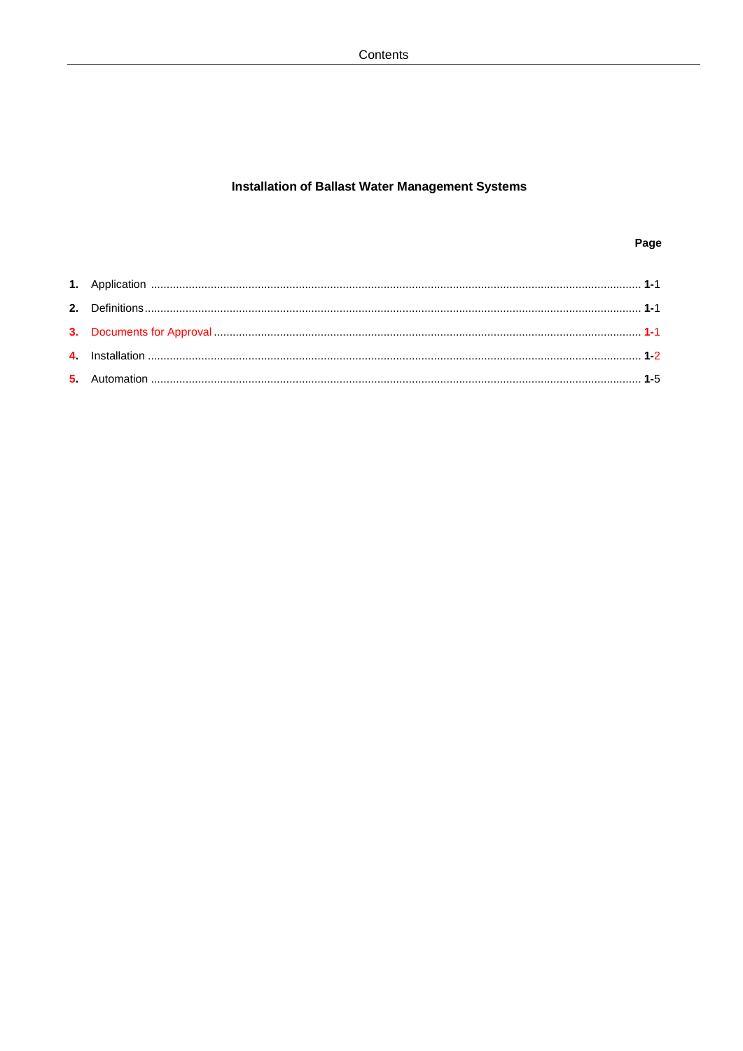# Installation of Ballast Water Management Systems

| | | Page |
|---|---|---|
| **1.** | Application | **1-**1 |
| **2.** | Definitions | **1-**1 |
| **3.** | Documents for Approval | **1-**1 |
| **4.** | Installation | **1-**2 |
| **5.** | Automation | **1-**5 |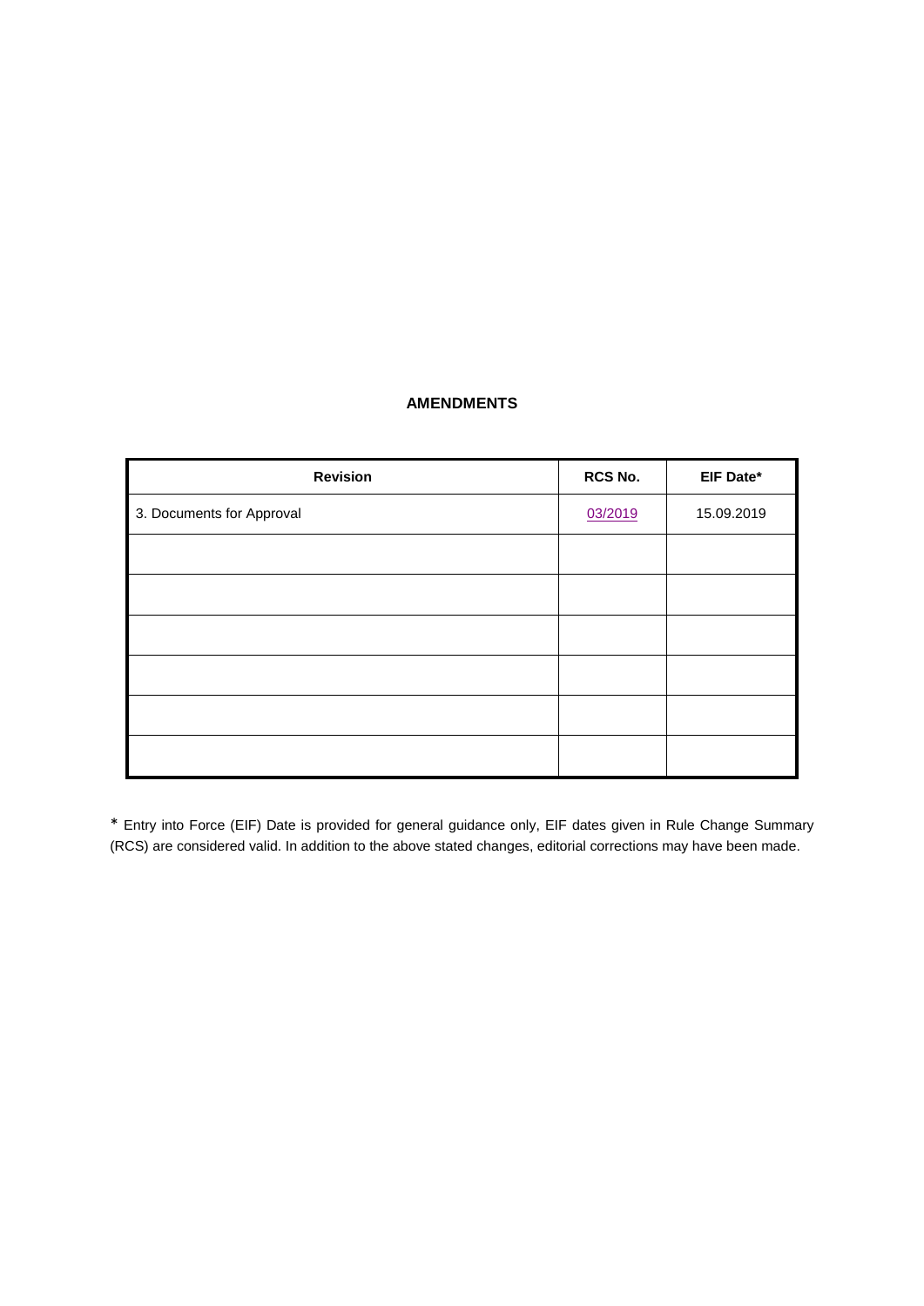## AMENDMENTS

| Revision | RCS No. | EIF Date* |
|---|---|---|
| 3. Documents for Approval | 03/2019 | 15.09.2019 |
| | | |
| | | |
| | | |
| | | |
| | | |
| | | |

* Entry into Force (EIF) Date is provided for general guidance only, EIF dates given in Rule Change Summary (RCS) are considered valid. In addition to the above stated changes, editorial corrections may have been made.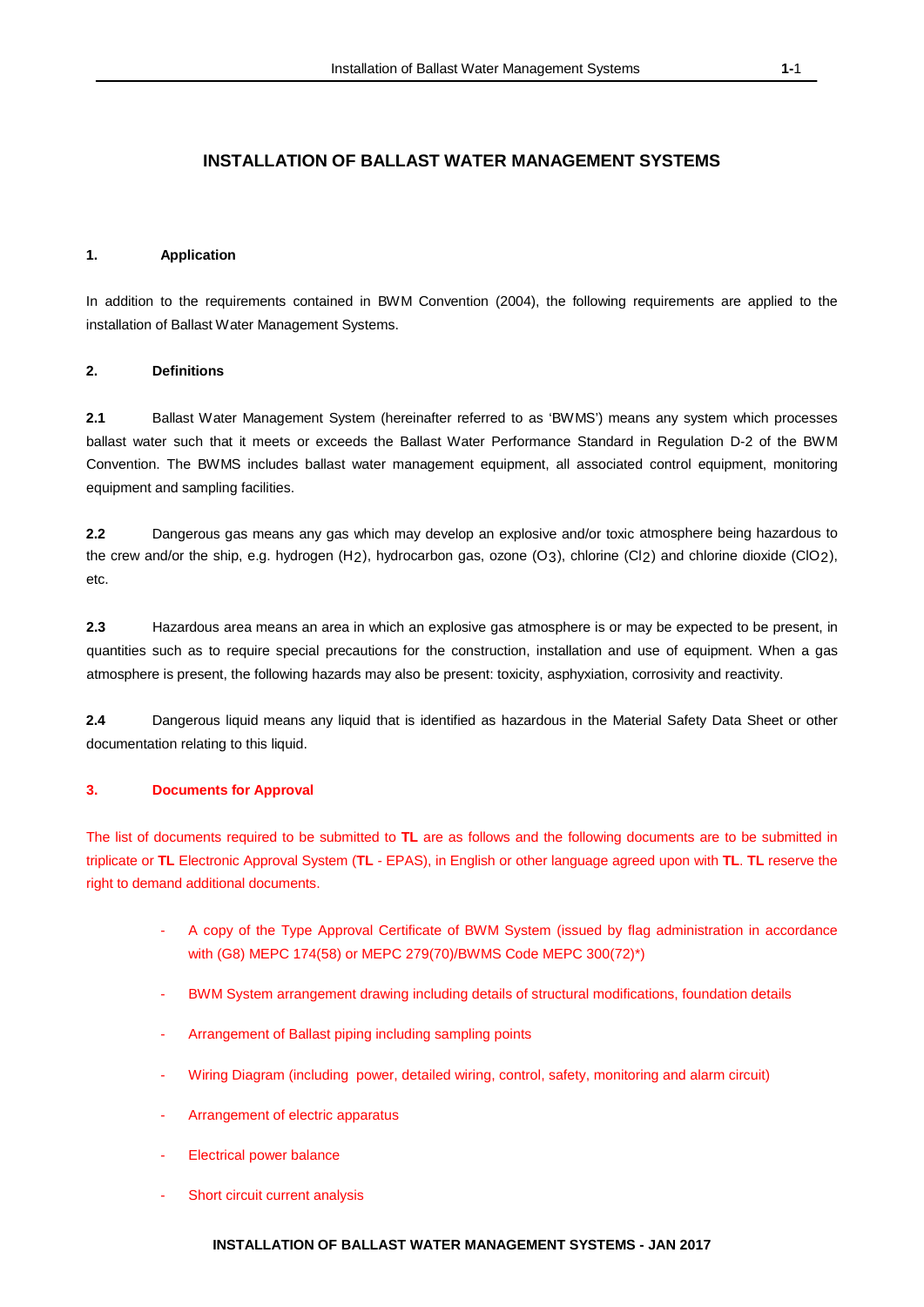# INSTALLATION OF BALLAST WATER MANAGEMENT SYSTEMS

## 1. Application

In addition to the requirements contained in BWM Convention (2004), the following requirements are applied to the installation of Ballast Water Management Systems.

## 2. Definitions

**2.1** Ballast Water Management System (hereinafter referred to as 'BWMS') means any system which processes ballast water such that it meets or exceeds the Ballast Water Performance Standard in Regulation D-2 of the BWM Convention. The BWMS includes ballast water management equipment, all associated control equipment, monitoring equipment and sampling facilities.

**2.2** Dangerous gas means any gas which may develop an explosive and/or toxic atmosphere being hazardous to the crew and/or the ship, e.g. hydrogen ($H_2$), hydrocarbon gas, ozone ($O_3$), chlorine ($Cl_2$) and chlorine dioxide ($ClO_2$), etc.

**2.3** Hazardous area means an area in which an explosive gas atmosphere is or may be expected to be present, in quantities such as to require special precautions for the construction, installation and use of equipment. When a gas atmosphere is present, the following hazards may also be present: toxicity, asphyxiation, corrosivity and reactivity.

**2.4** Dangerous liquid means any liquid that is identified as hazardous in the Material Safety Data Sheet or other documentation relating to this liquid.

## 3. Documents for Approval

The list of documents required to be submitted to **TL** are as follows and the following documents are to be submitted in triplicate or **TL** Electronic Approval System (**TL** - EPAS), in English or other language agreed upon with **TL**. **TL** reserve the right to demand additional documents.

- A copy of the Type Approval Certificate of BWM System (issued by flag administration in accordance with (G8) MEPC 174(58) or MEPC 279(70)/BWMS Code MEPC 300(72)*)
- BWM System arrangement drawing including details of structural modifications, foundation details
- Arrangement of Ballast piping including sampling points
- Wiring Diagram (including power, detailed wiring, control, safety, monitoring and alarm circuit)
- Arrangement of electric apparatus
- Electrical power balance
- Short circuit current analysis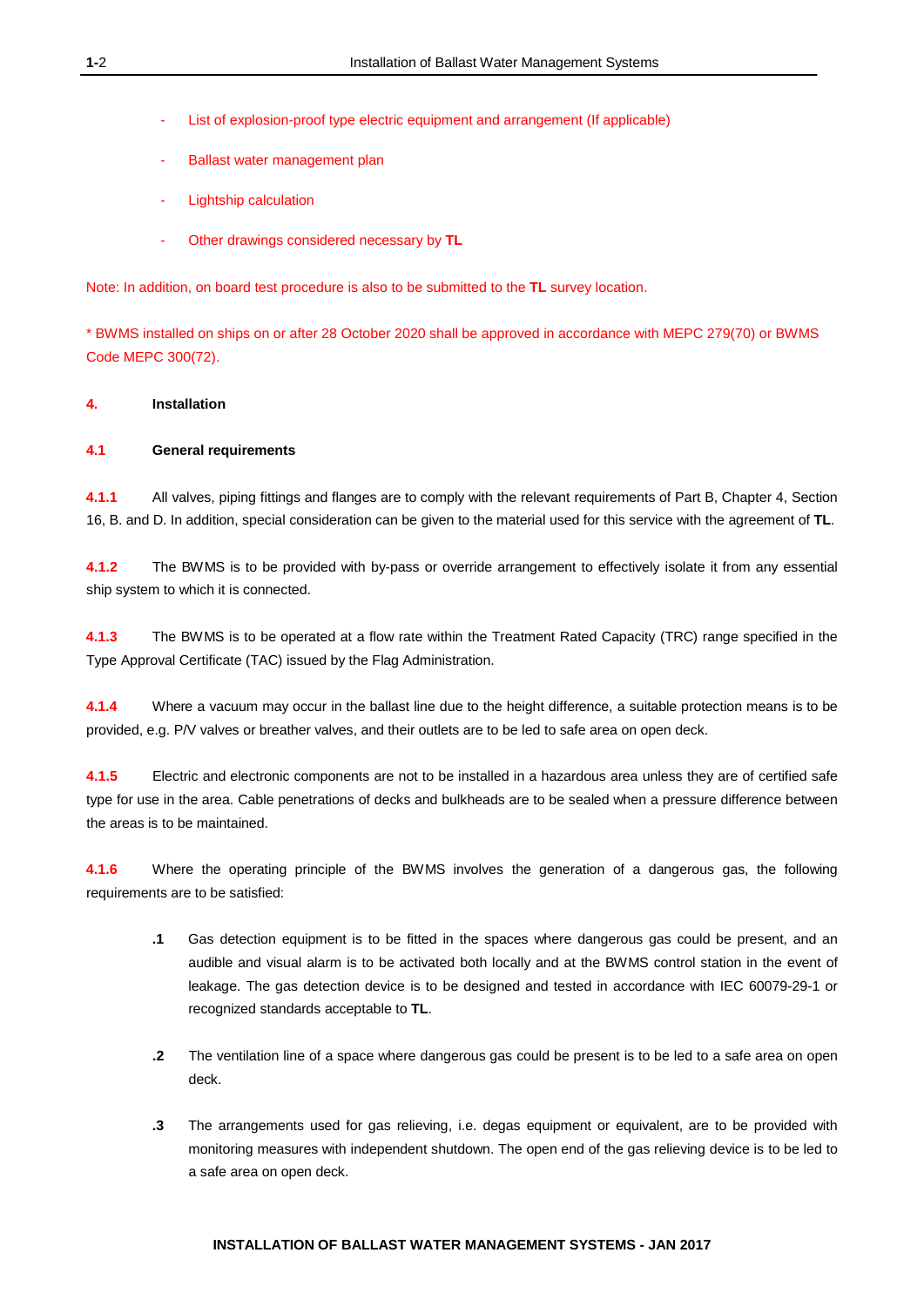- List of explosion-proof type electric equipment and arrangement (If applicable)
- Ballast water management plan
- Lightship calculation
- Other drawings considered necessary by **TL**

Note: In addition, on board test procedure is also to be submitted to the **TL** survey location.

* BWMS installed on ships on or after 28 October 2020 shall be approved in accordance with MEPC 279(70) or BWMS Code MEPC 300(72).

## 4. Installation

### 4.1 General requirements

**4.1.1** All valves, piping fittings and flanges are to comply with the relevant requirements of Part B, Chapter 4, Section 16, B. and D. In addition, special consideration can be given to the material used for this service with the agreement of **TL**.

**4.1.2** The BWMS is to be provided with by-pass or override arrangement to effectively isolate it from any essential ship system to which it is connected.

**4.1.3** The BWMS is to be operated at a flow rate within the Treatment Rated Capacity (TRC) range specified in the Type Approval Certificate (TAC) issued by the Flag Administration.

**4.1.4** Where a vacuum may occur in the ballast line due to the height difference, a suitable protection means is to be provided, e.g. P/V valves or breather valves, and their outlets are to be led to safe area on open deck.

**4.1.5** Electric and electronic components are not to be installed in a hazardous area unless they are of certified safe type for use in the area. Cable penetrations of decks and bulkheads are to be sealed when a pressure difference between the areas is to be maintained.

**4.1.6** Where the operating principle of the BWMS involves the generation of a dangerous gas, the following requirements are to be satisfied:

**.1** Gas detection equipment is to be fitted in the spaces where dangerous gas could be present, and an audible and visual alarm is to be activated both locally and at the BWMS control station in the event of leakage. The gas detection device is to be designed and tested in accordance with IEC 60079-29-1 or recognized standards acceptable to **TL**.

**.2** The ventilation line of a space where dangerous gas could be present is to be led to a safe area on open deck.

**.3** The arrangements used for gas relieving, i.e. degas equipment or equivalent, are to be provided with monitoring measures with independent shutdown. The open end of the gas relieving device is to be led to a safe area on open deck.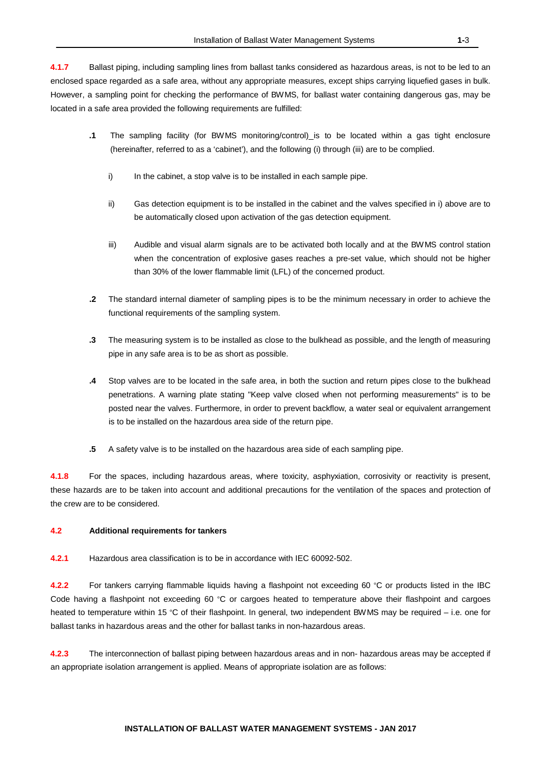**4.1.7** Ballast piping, including sampling lines from ballast tanks considered as hazardous areas, is not to be led to an enclosed space regarded as a safe area, without any appropriate measures, except ships carrying liquefied gases in bulk. However, a sampling point for checking the performance of BWMS, for ballast water containing dangerous gas, may be located in a safe area provided the following requirements are fulfilled:

**.1** The sampling facility (for BWMS monitoring/control)_is to be located within a gas tight enclosure (hereinafter, referred to as a 'cabinet'), and the following (i) through (iii) are to be complied.

i) In the cabinet, a stop valve is to be installed in each sample pipe.

ii) Gas detection equipment is to be installed in the cabinet and the valves specified in i) above are to be automatically closed upon activation of the gas detection equipment.

iii) Audible and visual alarm signals are to be activated both locally and at the BWMS control station when the concentration of explosive gases reaches a pre-set value, which should not be higher than 30% of the lower flammable limit (LFL) of the concerned product.

**.2** The standard internal diameter of sampling pipes is to be the minimum necessary in order to achieve the functional requirements of the sampling system.

**.3** The measuring system is to be installed as close to the bulkhead as possible, and the length of measuring pipe in any safe area is to be as short as possible.

**.4** Stop valves are to be located in the safe area, in both the suction and return pipes close to the bulkhead penetrations. A warning plate stating "Keep valve closed when not performing measurements" is to be posted near the valves. Furthermore, in order to prevent backflow, a water seal or equivalent arrangement is to be installed on the hazardous area side of the return pipe.

**.5** A safety valve is to be installed on the hazardous area side of each sampling pipe.

**4.1.8** For the spaces, including hazardous areas, where toxicity, asphyxiation, corrosivity or reactivity is present, these hazards are to be taken into account and additional precautions for the ventilation of the spaces and protection of the crew are to be considered.

### 4.2 Additional requirements for tankers

**4.2.1** Hazardous area classification is to be in accordance with IEC 60092-502.

**4.2.2** For tankers carrying flammable liquids having a flashpoint not exceeding 60 °C or products listed in the IBC Code having a flashpoint not exceeding 60 °C or cargoes heated to temperature above their flashpoint and cargoes heated to temperature within 15 °C of their flashpoint. In general, two independent BWMS may be required – i.e. one for ballast tanks in hazardous areas and the other for ballast tanks in non-hazardous areas.

**4.2.3** The interconnection of ballast piping between hazardous areas and in non- hazardous areas may be accepted if an appropriate isolation arrangement is applied. Means of appropriate isolation are as follows: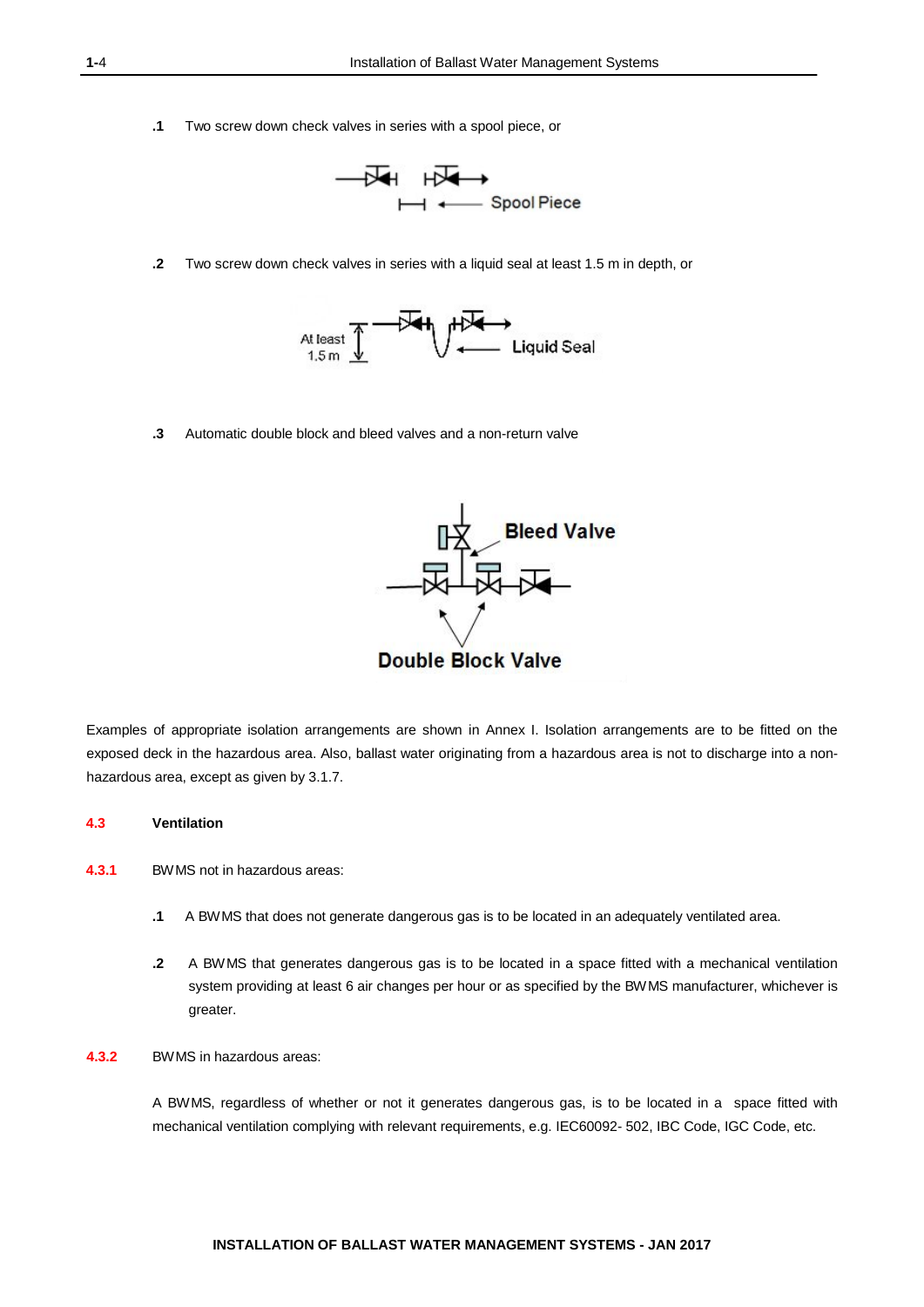**.1** Two screw down check valves in series with a spool piece, or

**.2** Two screw down check valves in series with a liquid seal at least 1.5 m in depth, or

**.3** Automatic double block and bleed valves and a non-return valve

Examples of appropriate isolation arrangements are shown in Annex I. Isolation arrangements are to be fitted on the exposed deck in the hazardous area. Also, ballast water originating from a hazardous area is not to discharge into a non-hazardous area, except as given by 3.1.7.

### 4.3 Ventilation

**4.3.1** BWMS not in hazardous areas:

**.1** A BWMS that does not generate dangerous gas is to be located in an adequately ventilated area.

**.2** A BWMS that generates dangerous gas is to be located in a space fitted with a mechanical ventilation system providing at least 6 air changes per hour or as specified by the BWMS manufacturer, whichever is greater.

**4.3.2** BWMS in hazardous areas:

A BWMS, regardless of whether or not it generates dangerous gas, is to be located in a space fitted with mechanical ventilation complying with relevant requirements, e.g. IEC60092- 502, IBC Code, IGC Code, etc.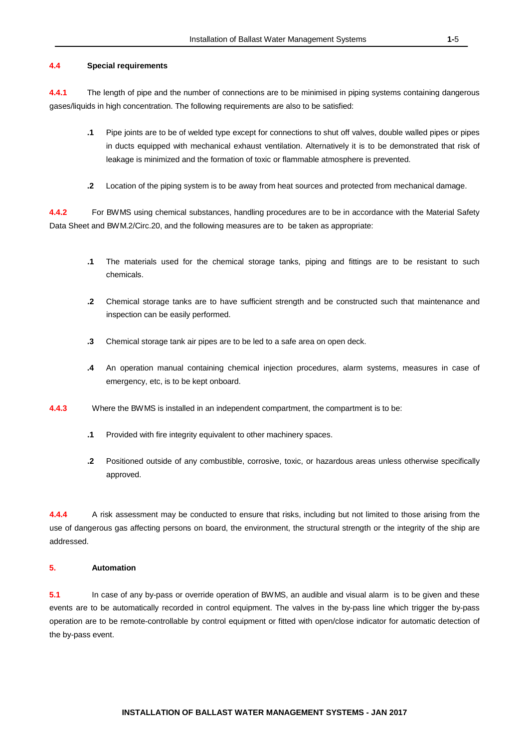### 4.4 Special requirements

**4.4.1** The length of pipe and the number of connections are to be minimised in piping systems containing dangerous gases/liquids in high concentration. The following requirements are also to be satisfied:

- **.1** Pipe joints are to be of welded type except for connections to shut off valves, double walled pipes or pipes in ducts equipped with mechanical exhaust ventilation. Alternatively it is to be demonstrated that risk of leakage is minimized and the formation of toxic or flammable atmosphere is prevented.

- **.2** Location of the piping system is to be away from heat sources and protected from mechanical damage.

**4.4.2** For BWMS using chemical substances, handling procedures are to be in accordance with the Material Safety Data Sheet and BWM.2/Circ.20, and the following measures are to be taken as appropriate:

- **.1** The materials used for the chemical storage tanks, piping and fittings are to be resistant to such chemicals.

- **.2** Chemical storage tanks are to have sufficient strength and be constructed such that maintenance and inspection can be easily performed.

- **.3** Chemical storage tank air pipes are to be led to a safe area on open deck.

- **.4** An operation manual containing chemical injection procedures, alarm systems, measures in case of emergency, etc, is to be kept onboard.

**4.4.3** Where the BWMS is installed in an independent compartment, the compartment is to be:

- **.1** Provided with fire integrity equivalent to other machinery spaces.

- **.2** Positioned outside of any combustible, corrosive, toxic, or hazardous areas unless otherwise specifically approved.

**4.4.4** A risk assessment may be conducted to ensure that risks, including but not limited to those arising from the use of dangerous gas affecting persons on board, the environment, the structural strength or the integrity of the ship are addressed.

## 5. Automation

**5.1** In case of any by-pass or override operation of BWMS, an audible and visual alarm is to be given and these events are to be automatically recorded in control equipment. The valves in the by-pass line which trigger the by-pass operation are to be remote-controllable by control equipment or fitted with open/close indicator for automatic detection of the by-pass event.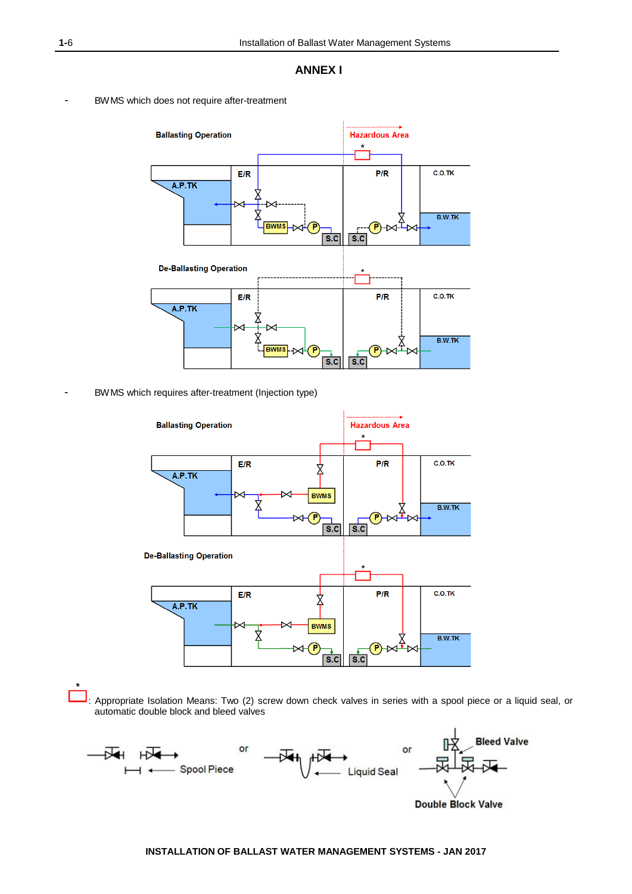## ANNEX I

- BWMS which does not require after-treatment

Ballasting Operation

Hazardous Area

*

E/R

P/R

C.O.TK

A.P.TK

B.W.TK

BWMS

P

S.C

S.C

P

De-Ballasting Operation

*

E/R

P/R

C.O.TK

A.P.TK

B.W.TK

BWMS

P

S.C

S.C

P

- BWMS which requires after-treatment (Injection type)

Ballasting Operation

Hazardous Area

*

E/R

P/R

C.O.TK

A.P.TK

BWMS

B.W.TK

P

S.C

S.C

P

De-Ballasting Operation

*

E/R

P/R

C.O.TK

A.P.TK

BWMS

B.W.TK

P

S.C

S.C

P

*: Appropriate Isolation Means: Two (2) screw down check valves in series with a spool piece or a liquid seal, or automatic double block and bleed valves

Spool Piece

or

Liquid Seal

or

Bleed Valve

Double Block Valve

INSTALLATION OF BALLAST WATER MANAGEMENT SYSTEMS - JAN 2017